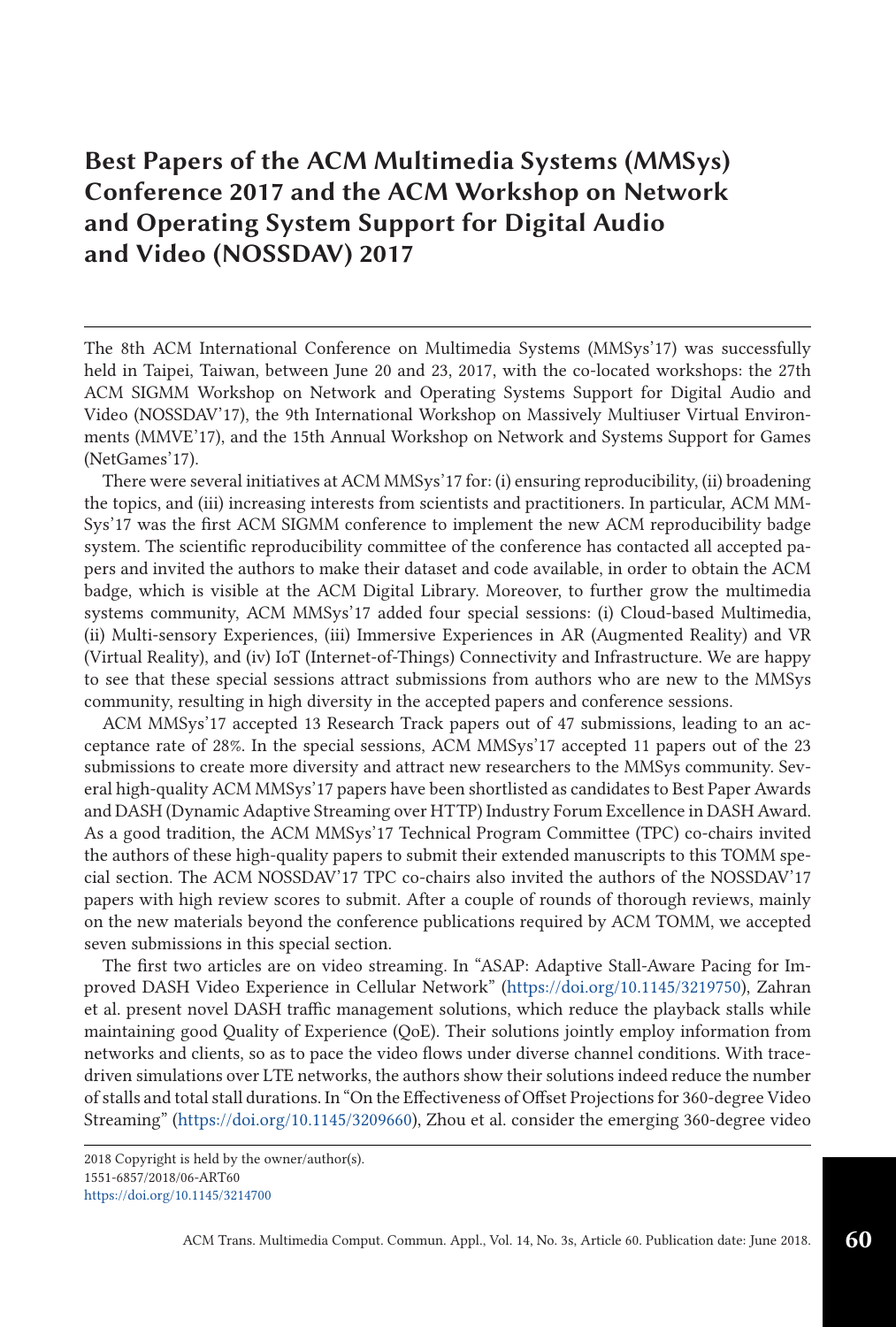# Best Papers of the ACM Multimedia Systems (MMSys) Conference 2017 and the ACM Workshop on Network and Operating System Support for Digital Audio and Video (NOSSDAV) 2017

The 8th ACM International Conference on Multimedia Systems (MMSys'17) was successfully held in Taipei, Taiwan, between June 20 and 23, 2017, with the co-located workshops: the 27th ACM SIGMM Workshop on Network and Operating Systems Support for Digital Audio and Video (NOSSDAV'17), the 9th International Workshop on Massively Multiuser Virtual Environments (MMVE'17), and the 15th Annual Workshop on Network and Systems Support for Games (NetGames'17).

There were several initiatives at ACM MMSys'17 for: (i) ensuring reproducibility, (ii) broadening the topics, and (iii) increasing interests from scientists and practitioners. In particular, ACM MMSys'17 was the first ACM SIGMM conference to implement the new ACM reproducibility badge system. The scientific reproducibility committee of the conference has contacted all accepted papers and invited the authors to make their dataset and code available, in order to obtain the ACM badge, which is visible at the ACM Digital Library. Moreover, to further grow the multimedia systems community, ACM MMSys'17 added four special sessions: (i) Cloud-based Multimedia, (ii) Multi-sensory Experiences, (iii) Immersive Experiences in AR (Augmented Reality) and VR (Virtual Reality), and (iv) IoT (Internet-of-Things) Connectivity and Infrastructure. We are happy to see that these special sessions attract submissions from authors who are new to the MMSys community, resulting in high diversity in the accepted papers and conference sessions.

ACM MMSys'17 accepted 13 Research Track papers out of 47 submissions, leading to an acceptance rate of 28%. In the special sessions, ACM MMSys'17 accepted 11 papers out of the 23 submissions to create more diversity and attract new researchers to the MMSys community. Several high-quality ACM MMSys'17 papers have been shortlisted as candidates to Best Paper Awards and DASH (Dynamic Adaptive Streaming over HTTP) Industry Forum Excellence in DASH Award. As a good tradition, the ACM MMSys'17 Technical Program Committee (TPC) co-chairs invited the authors of these high-quality papers to submit their extended manuscripts to this TOMM special section. The ACM NOSSDAV'17 TPC co-chairs also invited the authors of the NOSSDAV'17 papers with high review scores to submit. After a couple of rounds of thorough reviews, mainly on the new materials beyond the conference publications required by ACM TOMM, we accepted seven submissions in this special section.

The first two articles are on video streaming. In "ASAP: Adaptive Stall-Aware Pacing for Improved DASH Video Experience in Cellular Network" (https://doi.org/10.1145/3219750), Zahran et al. present novel DASH traffic management solutions, which reduce the playback stalls while maintaining good Quality of Experience (QoE). Their solutions jointly employ information from networks and clients, so as to pace the video flows under diverse channel conditions. With trace-driven simulations over LTE networks, the authors show their solutions indeed reduce the number of stalls and total stall durations. In "On the Effectiveness of Offset Projections for 360-degree Video Streaming" (https://doi.org/10.1145/3209660), Zhou et al. consider the emerging 360-degree video

2018 Copyright is held by the owner/author(s).
1551-6857/2018/06-ART60
https://doi.org/10.1145/3214700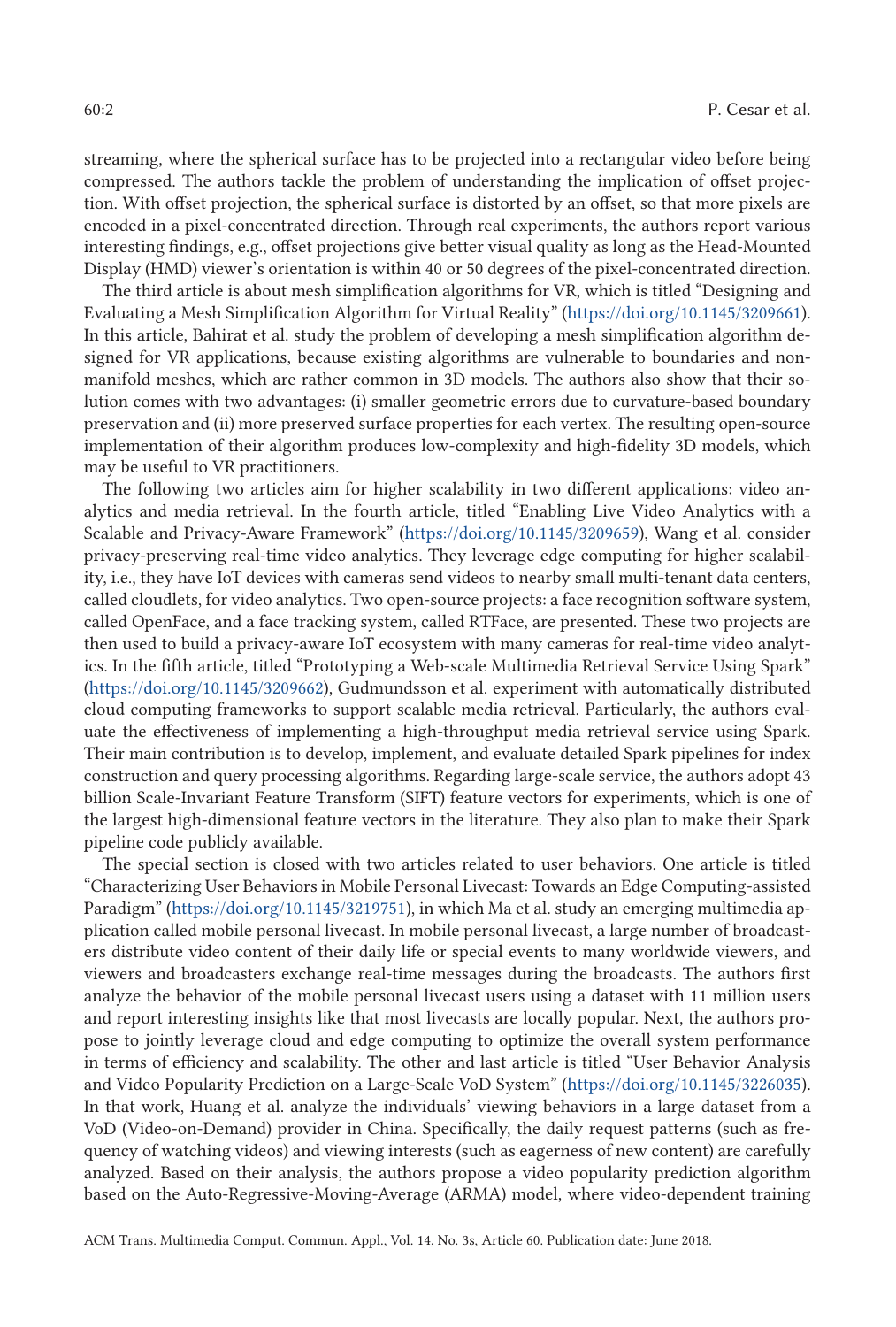streaming, where the spherical surface has to be projected into a rectangular video before being compressed. The authors tackle the problem of understanding the implication of offset projection. With offset projection, the spherical surface is distorted by an offset, so that more pixels are encoded in a pixel-concentrated direction. Through real experiments, the authors report various interesting findings, e.g., offset projections give better visual quality as long as the Head-Mounted Display (HMD) viewer's orientation is within 40 or 50 degrees of the pixel-concentrated direction.

The third article is about mesh simplification algorithms for VR, which is titled "Designing and Evaluating a Mesh Simplification Algorithm for Virtual Reality" (https://doi.org/10.1145/3209661). In this article, Bahirat et al. study the problem of developing a mesh simplification algorithm designed for VR applications, because existing algorithms are vulnerable to boundaries and non-manifold meshes, which are rather common in 3D models. The authors also show that their solution comes with two advantages: (i) smaller geometric errors due to curvature-based boundary preservation and (ii) more preserved surface properties for each vertex. The resulting open-source implementation of their algorithm produces low-complexity and high-fidelity 3D models, which may be useful to VR practitioners.

The following two articles aim for higher scalability in two different applications: video analytics and media retrieval. In the fourth article, titled "Enabling Live Video Analytics with a Scalable and Privacy-Aware Framework" (https://doi.org/10.1145/3209659), Wang et al. consider privacy-preserving real-time video analytics. They leverage edge computing for higher scalability, i.e., they have IoT devices with cameras send videos to nearby small multi-tenant data centers, called cloudlets, for video analytics. Two open-source projects: a face recognition software system, called OpenFace, and a face tracking system, called RTFace, are presented. These two projects are then used to build a privacy-aware IoT ecosystem with many cameras for real-time video analytics. In the fifth article, titled "Prototyping a Web-scale Multimedia Retrieval Service Using Spark" (https://doi.org/10.1145/3209662), Gudmundsson et al. experiment with automatically distributed cloud computing frameworks to support scalable media retrieval. Particularly, the authors evaluate the effectiveness of implementing a high-throughput media retrieval service using Spark. Their main contribution is to develop, implement, and evaluate detailed Spark pipelines for index construction and query processing algorithms. Regarding large-scale service, the authors adopt 43 billion Scale-Invariant Feature Transform (SIFT) feature vectors for experiments, which is one of the largest high-dimensional feature vectors in the literature. They also plan to make their Spark pipeline code publicly available.

The special section is closed with two articles related to user behaviors. One article is titled "Characterizing User Behaviors in Mobile Personal Livecast: Towards an Edge Computing-assisted Paradigm" (https://doi.org/10.1145/3219751), in which Ma et al. study an emerging multimedia application called mobile personal livecast. In mobile personal livecast, a large number of broadcasters distribute video content of their daily life or special events to many worldwide viewers, and viewers and broadcasters exchange real-time messages during the broadcasts. The authors first analyze the behavior of the mobile personal livecast users using a dataset with 11 million users and report interesting insights like that most livecasts are locally popular. Next, the authors propose to jointly leverage cloud and edge computing to optimize the overall system performance in terms of efficiency and scalability. The other and last article is titled "User Behavior Analysis and Video Popularity Prediction on a Large-Scale VoD System" (https://doi.org/10.1145/3226035). In that work, Huang et al. analyze the individuals' viewing behaviors in a large dataset from a VoD (Video-on-Demand) provider in China. Specifically, the daily request patterns (such as frequency of watching videos) and viewing interests (such as eagerness of new content) are carefully analyzed. Based on their analysis, the authors propose a video popularity prediction algorithm based on the Auto-Regressive-Moving-Average (ARMA) model, where video-dependent training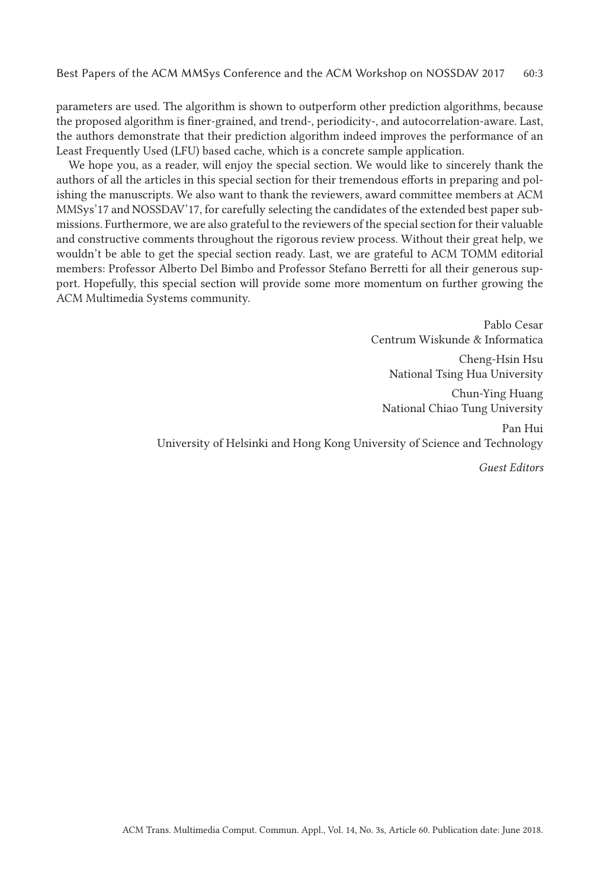parameters are used. The algorithm is shown to outperform other prediction algorithms, because the proposed algorithm is finer-grained, and trend-, periodicity-, and autocorrelation-aware. Last, the authors demonstrate that their prediction algorithm indeed improves the performance of an Least Frequently Used (LFU) based cache, which is a concrete sample application.

We hope you, as a reader, will enjoy the special section. We would like to sincerely thank the authors of all the articles in this special section for their tremendous efforts in preparing and polishing the manuscripts. We also want to thank the reviewers, award committee members at ACM MMSys'17 and NOSSDAV'17, for carefully selecting the candidates of the extended best paper submissions. Furthermore, we are also grateful to the reviewers of the special section for their valuable and constructive comments throughout the rigorous review process. Without their great help, we wouldn't be able to get the special section ready. Last, we are grateful to ACM TOMM editorial members: Professor Alberto Del Bimbo and Professor Stefano Berretti for all their generous support. Hopefully, this special section will provide some more momentum on further growing the ACM Multimedia Systems community.

Pablo Cesar
Centrum Wiskunde & Informatica

Cheng-Hsin Hsu
National Tsing Hua University

Chun-Ying Huang
National Chiao Tung University

Pan Hui
University of Helsinki and Hong Kong University of Science and Technology

*Guest Editors*